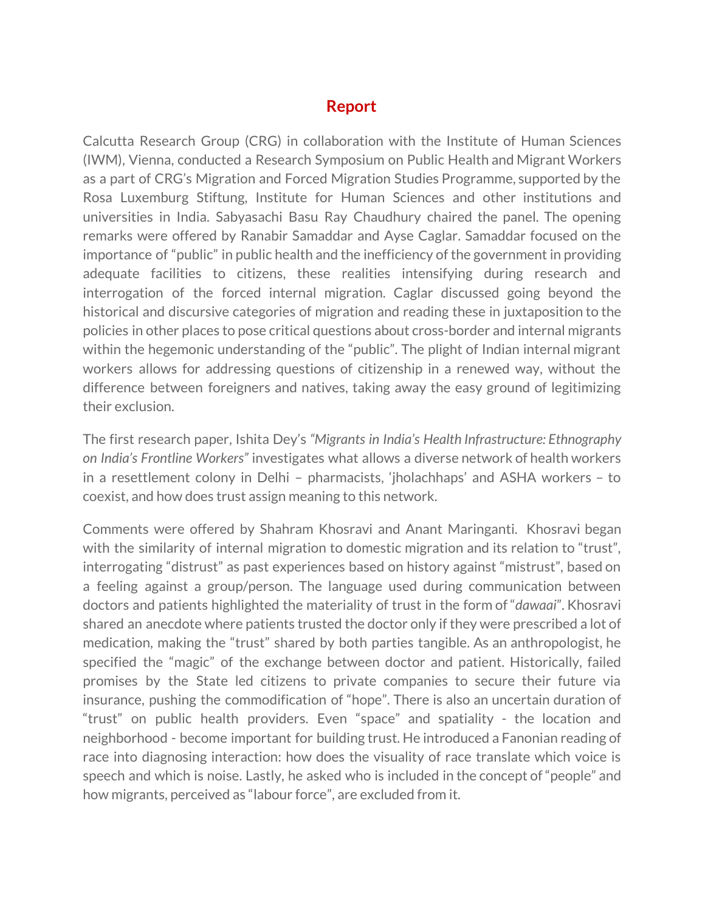# Report

Calcutta Research Group (CRG) in collaboration with the Institute of Human Sciences (IWM), Vienna, conducted a Research Symposium on Public Health and Migrant Workers as a part of CRG's Migration and Forced Migration Studies Programme, supported by the Rosa Luxemburg Stiftung, Institute for Human Sciences and other institutions and universities in India. Sabyasachi Basu Ray Chaudhury chaired the panel. The opening remarks were offered by Ranabir Samaddar and Ayse Caglar. Samaddar focused on the importance of "public" in public health and the inefficiency of the government in providing adequate facilities to citizens, these realities intensifying during research and interrogation of the forced internal migration. Caglar discussed going beyond the historical and discursive categories of migration and reading these in juxtaposition to the policies in other places to pose critical questions about cross-border and internal migrants within the hegemonic understanding of the "public". The plight of Indian internal migrant workers allows for addressing questions of citizenship in a renewed way, without the difference between foreigners and natives, taking away the easy ground of legitimizing their exclusion.

The first research paper, Ishita Dey's *"Migrants in India's Health Infrastructure: Ethnography on India's Frontline Workers"* investigates what allows a diverse network of health workers in a resettlement colony in Delhi – pharmacists, 'jholachhaps' and ASHA workers – to coexist, and how does trust assign meaning to this network.

Comments were offered by Shahram Khosravi and Anant Maringanti. Khosravi began with the similarity of internal migration to domestic migration and its relation to "trust", interrogating "distrust" as past experiences based on history against "mistrust", based on a feeling against a group/person. The language used during communication between doctors and patients highlighted the materiality of trust in the form of "*dawaai*". Khosravi shared an anecdote where patients trusted the doctor only if they were prescribed a lot of medication, making the "trust" shared by both parties tangible. As an anthropologist, he specified the "magic" of the exchange between doctor and patient. Historically, failed promises by the State led citizens to private companies to secure their future via insurance, pushing the commodification of "hope". There is also an uncertain duration of "trust" on public health providers. Even "space" and spatiality - the location and neighborhood - become important for building trust. He introduced a Fanonian reading of race into diagnosing interaction: how does the visuality of race translate which voice is speech and which is noise. Lastly, he asked who is included in the concept of "people" and how migrants, perceived as "labour force", are excluded from it.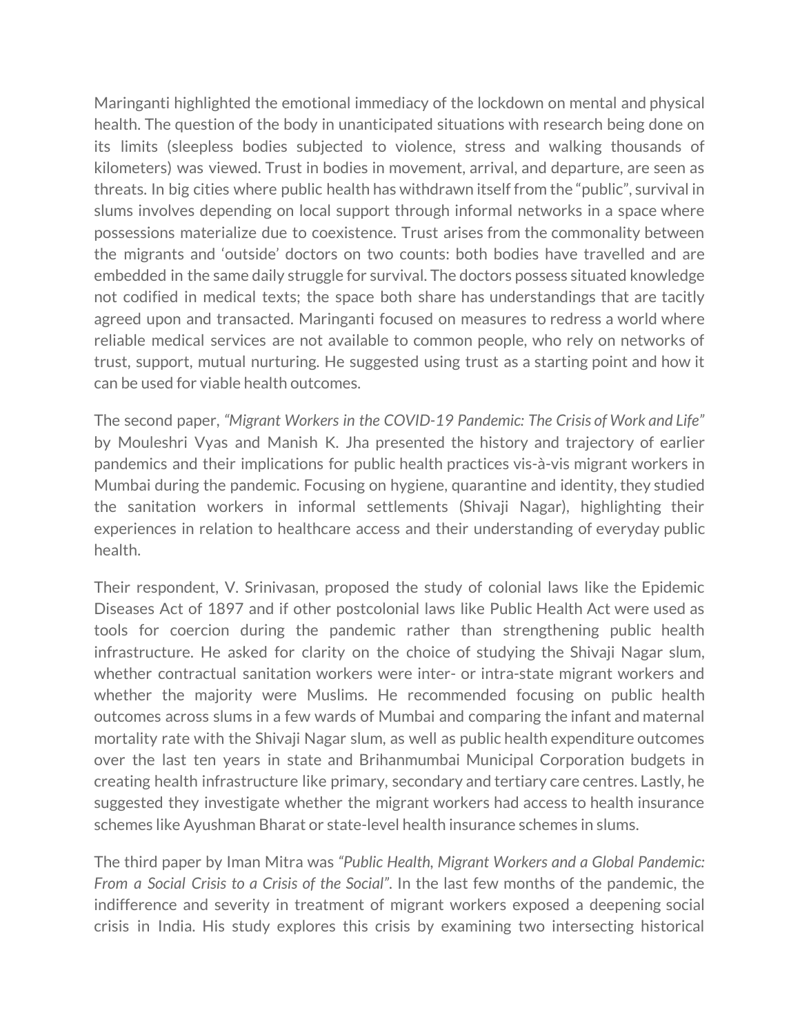Maringanti highlighted the emotional immediacy of the lockdown on mental and physical health. The question of the body in unanticipated situations with research being done on its limits (sleepless bodies subjected to violence, stress and walking thousands of kilometers) was viewed. Trust in bodies in movement, arrival, and departure, are seen as threats. In big cities where public health has withdrawn itself from the "public", survival in slums involves depending on local support through informal networks in a space where possessions materialize due to coexistence. Trust arises from the commonality between the migrants and 'outside' doctors on two counts: both bodies have travelled and are embedded in the same daily struggle for survival. The doctors possess situated knowledge not codified in medical texts; the space both share has understandings that are tacitly agreed upon and transacted. Maringanti focused on measures to redress a world where reliable medical services are not available to common people, who rely on networks of trust, support, mutual nurturing. He suggested using trust as a starting point and how it can be used for viable health outcomes.

The second paper, *"Migrant Workers in the COVID-19 Pandemic: The Crisis of Work and Life"* by Mouleshri Vyas and Manish K. Jha presented the history and trajectory of earlier pandemics and their implications for public health practices vis-à-vis migrant workers in Mumbai during the pandemic. Focusing on hygiene, quarantine and identity, they studied the sanitation workers in informal settlements (Shivaji Nagar), highlighting their experiences in relation to healthcare access and their understanding of everyday public health.

Their respondent, V. Srinivasan, proposed the study of colonial laws like the Epidemic Diseases Act of 1897 and if other postcolonial laws like Public Health Act were used as tools for coercion during the pandemic rather than strengthening public health infrastructure. He asked for clarity on the choice of studying the Shivaji Nagar slum, whether contractual sanitation workers were inter- or intra-state migrant workers and whether the majority were Muslims. He recommended focusing on public health outcomes across slums in a few wards of Mumbai and comparing the infant and maternal mortality rate with the Shivaji Nagar slum, as well as public health expenditure outcomes over the last ten years in state and Brihanmumbai Municipal Corporation budgets in creating health infrastructure like primary, secondary and tertiary care centres. Lastly, he suggested they investigate whether the migrant workers had access to health insurance schemes like Ayushman Bharat or state-level health insurance schemes in slums.

The third paper by Iman Mitra was *"Public Health, Migrant Workers and a Global Pandemic: From a Social Crisis to a Crisis of the Social"*. In the last few months of the pandemic, the indifference and severity in treatment of migrant workers exposed a deepening social crisis in India. His study explores this crisis by examining two intersecting historical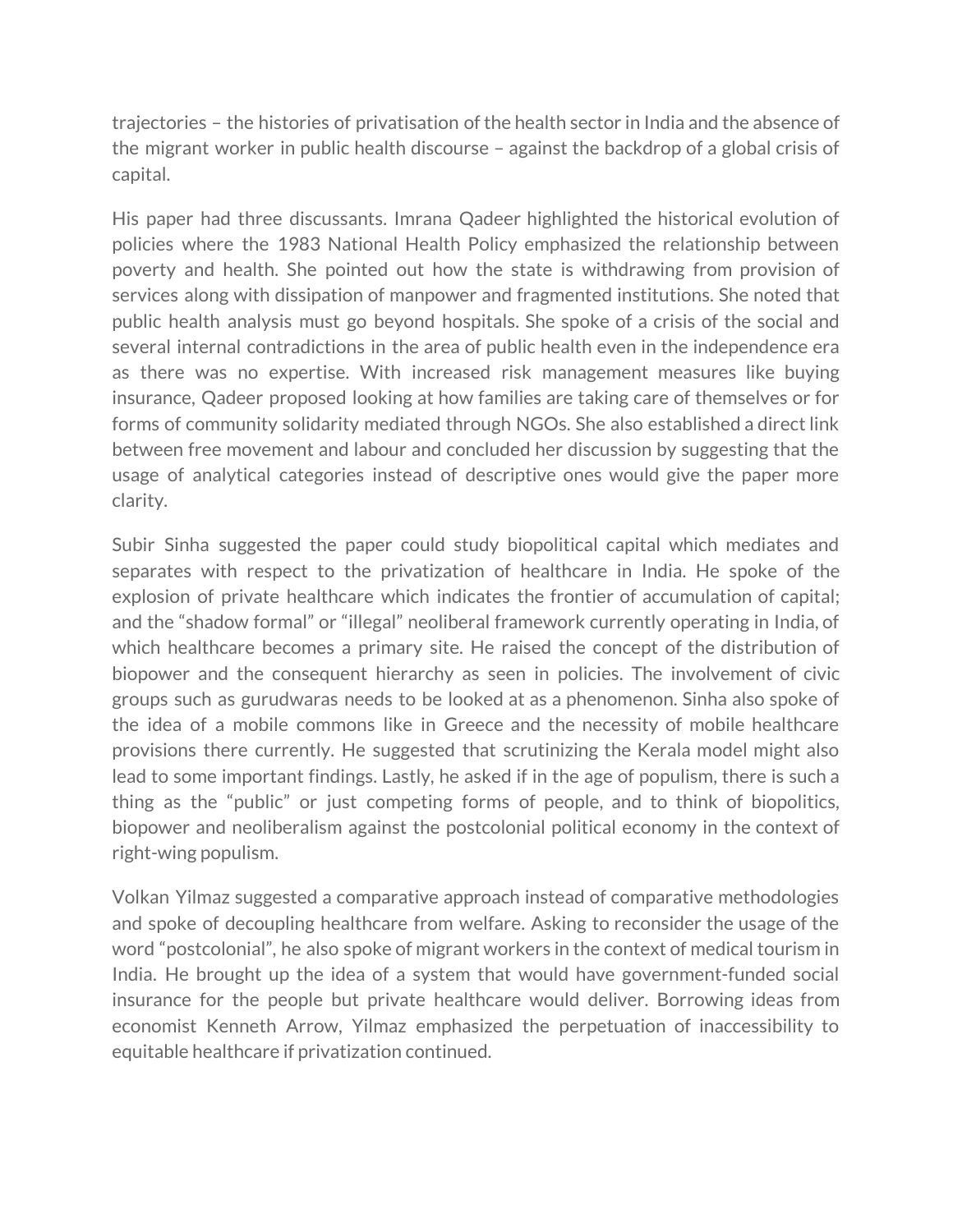trajectories – the histories of privatisation of the health sector in India and the absence of the migrant worker in public health discourse – against the backdrop of a global crisis of capital.

His paper had three discussants. Imrana Qadeer highlighted the historical evolution of policies where the 1983 National Health Policy emphasized the relationship between poverty and health. She pointed out how the state is withdrawing from provision of services along with dissipation of manpower and fragmented institutions. She noted that public health analysis must go beyond hospitals. She spoke of a crisis of the social and several internal contradictions in the area of public health even in the independence era as there was no expertise. With increased risk management measures like buying insurance, Qadeer proposed looking at how families are taking care of themselves or for forms of community solidarity mediated through NGOs. She also established a direct link between free movement and labour and concluded her discussion by suggesting that the usage of analytical categories instead of descriptive ones would give the paper more clarity.

Subir Sinha suggested the paper could study biopolitical capital which mediates and separates with respect to the privatization of healthcare in India. He spoke of the explosion of private healthcare which indicates the frontier of accumulation of capital; and the "shadow formal" or "illegal" neoliberal framework currently operating in India, of which healthcare becomes a primary site. He raised the concept of the distribution of biopower and the consequent hierarchy as seen in policies. The involvement of civic groups such as gurudwaras needs to be looked at as a phenomenon. Sinha also spoke of the idea of a mobile commons like in Greece and the necessity of mobile healthcare provisions there currently. He suggested that scrutinizing the Kerala model might also lead to some important findings. Lastly, he asked if in the age of populism, there is such a thing as the "public" or just competing forms of people, and to think of biopolitics, biopower and neoliberalism against the postcolonial political economy in the context of right-wing populism.

Volkan Yilmaz suggested a comparative approach instead of comparative methodologies and spoke of decoupling healthcare from welfare. Asking to reconsider the usage of the word "postcolonial", he also spoke of migrant workers in the context of medical tourism in India. He brought up the idea of a system that would have government-funded social insurance for the people but private healthcare would deliver. Borrowing ideas from economist Kenneth Arrow, Yilmaz emphasized the perpetuation of inaccessibility to equitable healthcare if privatization continued.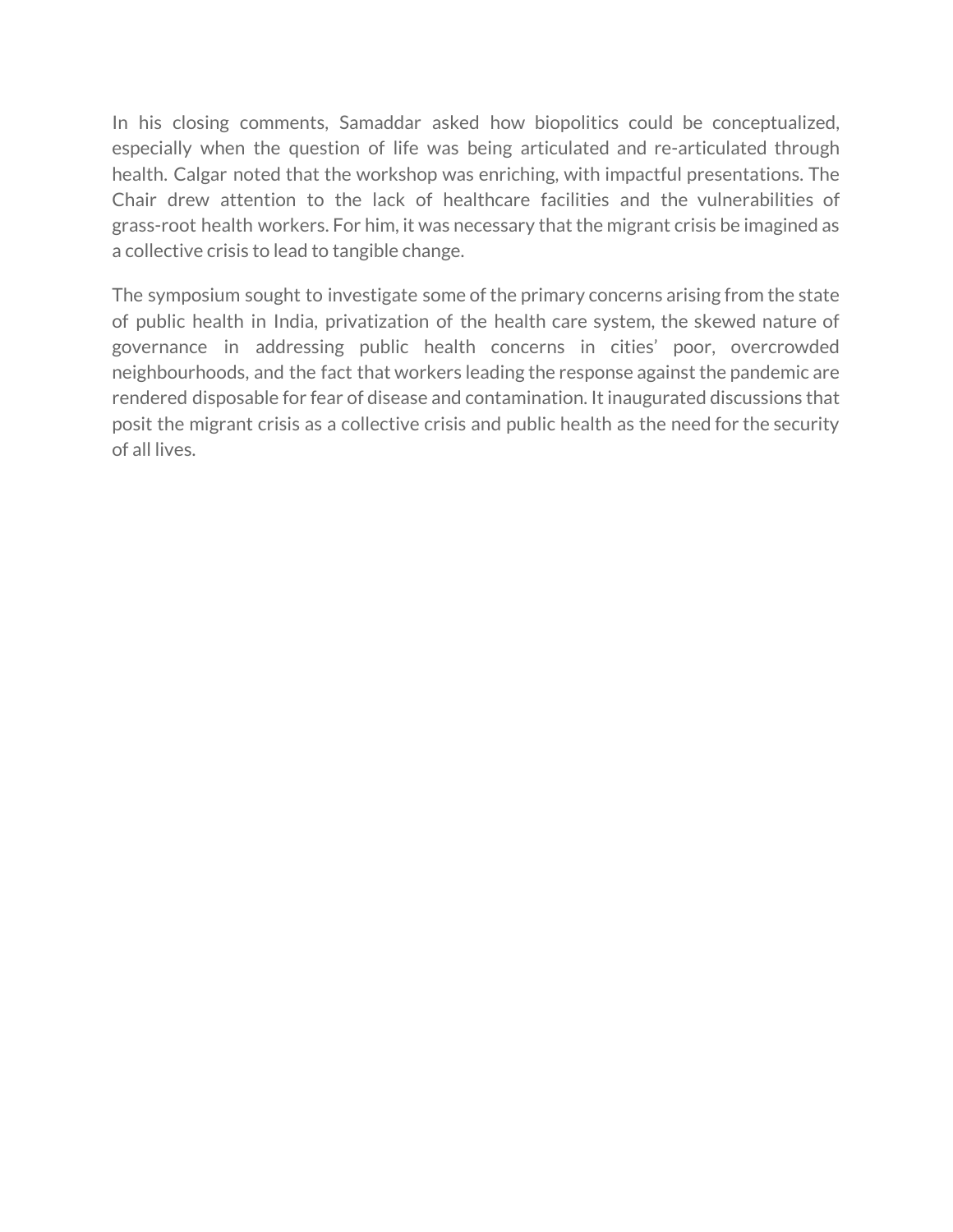In his closing comments, Samaddar asked how biopolitics could be conceptualized, especially when the question of life was being articulated and re-articulated through health. Calgar noted that the workshop was enriching, with impactful presentations. The Chair drew attention to the lack of healthcare facilities and the vulnerabilities of grass-root health workers. For him, it was necessary that the migrant crisis be imagined as a collective crisis to lead to tangible change.

The symposium sought to investigate some of the primary concerns arising from the state of public health in India, privatization of the health care system, the skewed nature of governance in addressing public health concerns in cities' poor, overcrowded neighbourhoods, and the fact that workers leading the response against the pandemic are rendered disposable for fear of disease and contamination. It inaugurated discussions that posit the migrant crisis as a collective crisis and public health as the need for the security of all lives.